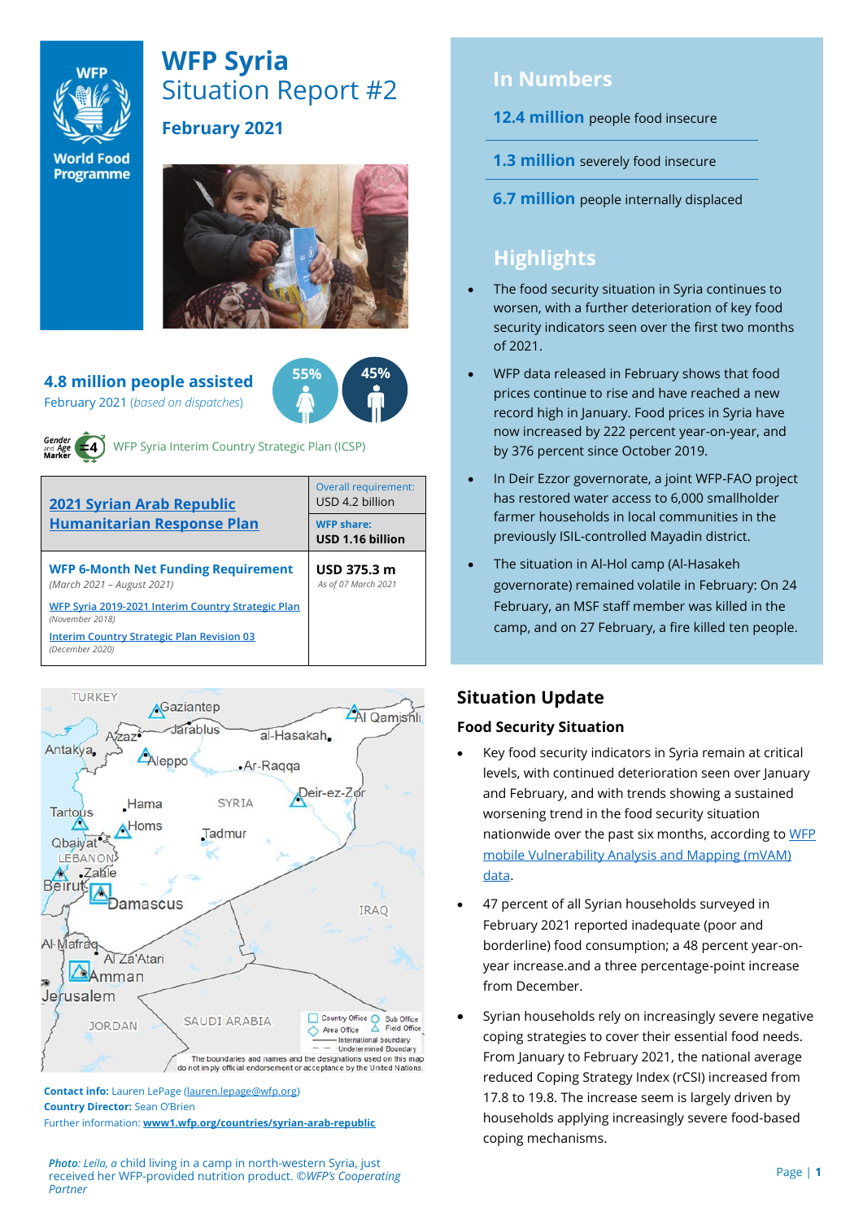# WFP Syria
Situation Report #2

## February 2021

**4.8 million people assisted**
February 2021 (*based on dispatches*)

55% 45%

WFP Syria Interim Country Strategic Plan (ICSP)

| 2021 Syrian Arab Republic Humanitarian Response Plan | Overall requirement: USD 4.2 billion |
|---|---|
| | WFP share: **USD 1.16 billion** |
| **WFP 6-Month Net Funding Requirement** *(March 2021 – August 2021)*<br>WFP Syria 2019-2021 Interim Country Strategic Plan *(November 2018)*<br>Interim Country Strategic Plan Revision 03 *(December 2020)* | **USD 375.3 m** *As of 07 March 2021* |

**Contact info:** Lauren LePage (lauren.lepage@wfp.org)
**Country Director:** Sean O'Brien
Further information: **www1.wfp.org/countries/syrian-arab-republic**

*Photo: Leila, a* child living in a camp in north-western Syria, just received her WFP-provided nutrition product. *©WFP's Cooperating Partner*

## In Numbers

**12.4 million** people food insecure

**1.3 million** severely food insecure

**6.7 million** people internally displaced

## Highlights

- The food security situation in Syria continues to worsen, with a further deterioration of key food security indicators seen over the first two months of 2021.
- WFP data released in February shows that food prices continue to rise and have reached a new record high in January. Food prices in Syria have now increased by 222 percent year-on-year, and by 376 percent since October 2019.
- In Deir Ezzor governorate, a joint WFP-FAO project has restored water access to 6,000 smallholder farmer households in local communities in the previously ISIL-controlled Mayadin district.
- The situation in Al-Hol camp (Al-Hasakeh governorate) remained volatile in February: On 24 February, an MSF staff member was killed in the camp, and on 27 February, a fire killed ten people.

## Situation Update

### Food Security Situation

- Key food security indicators in Syria remain at critical levels, with continued deterioration seen over January and February, and with trends showing a sustained worsening trend in the food security situation nationwide over the past six months, according to WFP mobile Vulnerability Analysis and Mapping (mVAM) data.
- 47 percent of all Syrian households surveyed in February 2021 reported inadequate (poor and borderline) food consumption; a 48 percent year-on-year increase.and a three percentage-point increase from December.
- Syrian households rely on increasingly severe negative coping strategies to cover their essential food needs. From January to February 2021, the national average reduced Coping Strategy Index (rCSI) increased from 17.8 to 19.8. The increase seem is largely driven by households applying increasingly severe food-based coping mechanisms.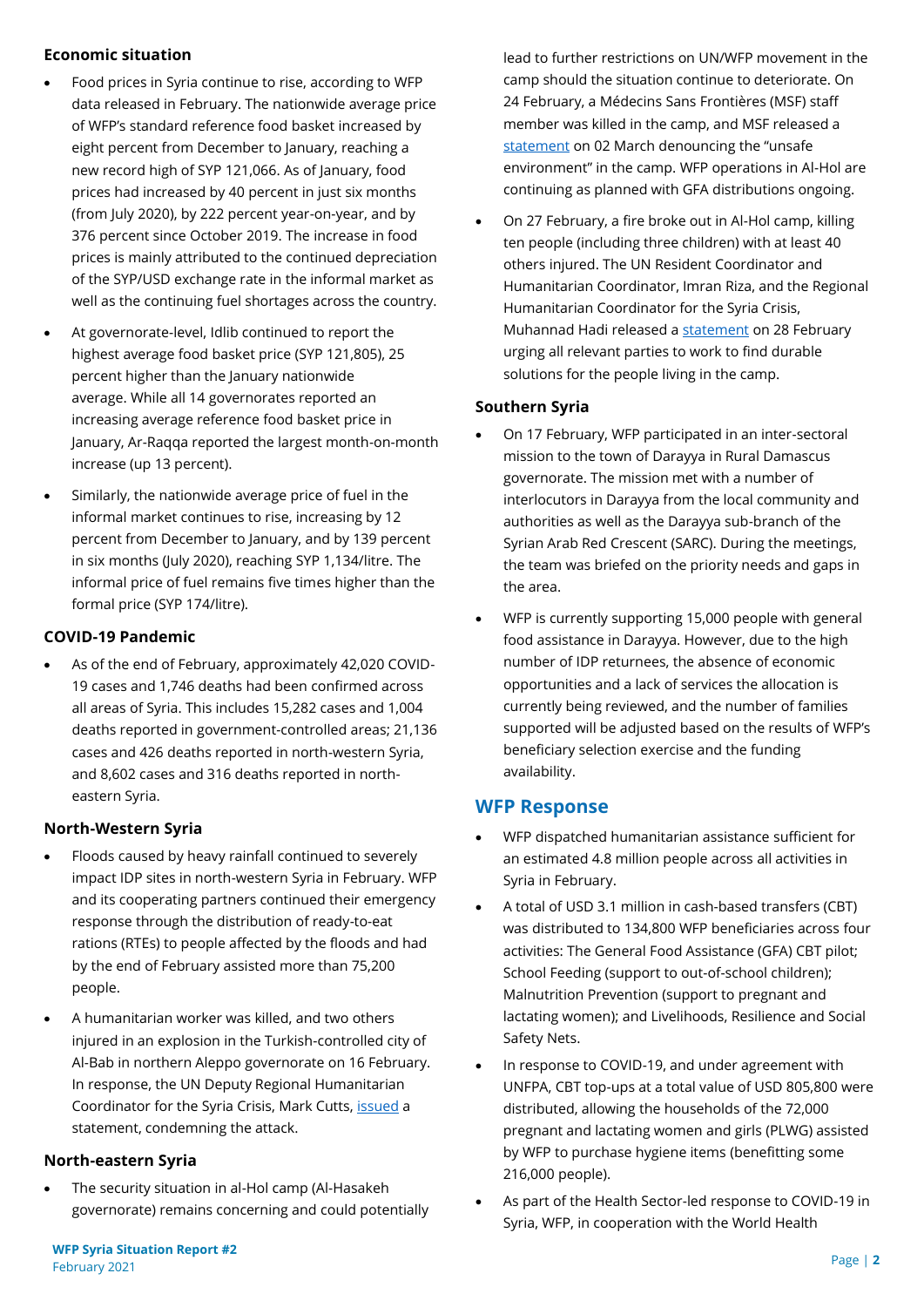### Economic situation

- Food prices in Syria continue to rise, according to WFP data released in February. The nationwide average price of WFP's standard reference food basket increased by eight percent from December to January, reaching a new record high of SYP 121,066. As of January, food prices had increased by 40 percent in just six months (from July 2020), by 222 percent year-on-year, and by 376 percent since October 2019. The increase in food prices is mainly attributed to the continued depreciation of the SYP/USD exchange rate in the informal market as well as the continuing fuel shortages across the country.
- At governorate-level, Idlib continued to report the highest average food basket price (SYP 121,805), 25 percent higher than the January nationwide average. While all 14 governorates reported an increasing average reference food basket price in January, Ar-Raqqa reported the largest month-on-month increase (up 13 percent).
- Similarly, the nationwide average price of fuel in the informal market continues to rise, increasing by 12 percent from December to January, and by 139 percent in six months (July 2020), reaching SYP 1,134/litre. The informal price of fuel remains five times higher than the formal price (SYP 174/litre).

### COVID-19 Pandemic

- As of the end of February, approximately 42,020 COVID-19 cases and 1,746 deaths had been confirmed across all areas of Syria. This includes 15,282 cases and 1,004 deaths reported in government-controlled areas; 21,136 cases and 426 deaths reported in north-western Syria, and 8,602 cases and 316 deaths reported in north-eastern Syria.

### North-Western Syria

- Floods caused by heavy rainfall continued to severely impact IDP sites in north-western Syria in February. WFP and its cooperating partners continued their emergency response through the distribution of ready-to-eat rations (RTEs) to people affected by the floods and had by the end of February assisted more than 75,200 people.
- A humanitarian worker was killed, and two others injured in an explosion in the Turkish-controlled city of Al-Bab in northern Aleppo governorate on 16 February. In response, the UN Deputy Regional Humanitarian Coordinator for the Syria Crisis, Mark Cutts, issued a statement, condemning the attack.

### North-eastern Syria

- The security situation in al-Hol camp (Al-Hasakeh governorate) remains concerning and could potentially lead to further restrictions on UN/WFP movement in the camp should the situation continue to deteriorate. On 24 February, a Médecins Sans Frontières (MSF) staff member was killed in the camp, and MSF released a statement on 02 March denouncing the "unsafe environment" in the camp. WFP operations in Al-Hol are continuing as planned with GFA distributions ongoing.
- On 27 February, a fire broke out in Al-Hol camp, killing ten people (including three children) with at least 40 others injured. The UN Resident Coordinator and Humanitarian Coordinator, Imran Riza, and the Regional Humanitarian Coordinator for the Syria Crisis, Muhannad Hadi released a statement on 28 February urging all relevant parties to work to find durable solutions for the people living in the camp.

### Southern Syria

- On 17 February, WFP participated in an inter-sectoral mission to the town of Darayya in Rural Damascus governorate. The mission met with a number of interlocutors in Darayya from the local community and authorities as well as the Darayya sub-branch of the Syrian Arab Red Crescent (SARC). During the meetings, the team was briefed on the priority needs and gaps in the area.
- WFP is currently supporting 15,000 people with general food assistance in Darayya. However, due to the high number of IDP returnees, the absence of economic opportunities and a lack of services the allocation is currently being reviewed, and the number of families supported will be adjusted based on the results of WFP's beneficiary selection exercise and the funding availability.

## WFP Response

- WFP dispatched humanitarian assistance sufficient for an estimated 4.8 million people across all activities in Syria in February.
- A total of USD 3.1 million in cash-based transfers (CBT) was distributed to 134,800 WFP beneficiaries across four activities: The General Food Assistance (GFA) CBT pilot; School Feeding (support to out-of-school children); Malnutrition Prevention (support to pregnant and lactating women); and Livelihoods, Resilience and Social Safety Nets.
- In response to COVID-19, and under agreement with UNFPA, CBT top-ups at a total value of USD 805,800 were distributed, allowing the households of the 72,000 pregnant and lactating women and girls (PLWG) assisted by WFP to purchase hygiene items (benefitting some 216,000 people).
- As part of the Health Sector-led response to COVID-19 in Syria, WFP, in cooperation with the World Health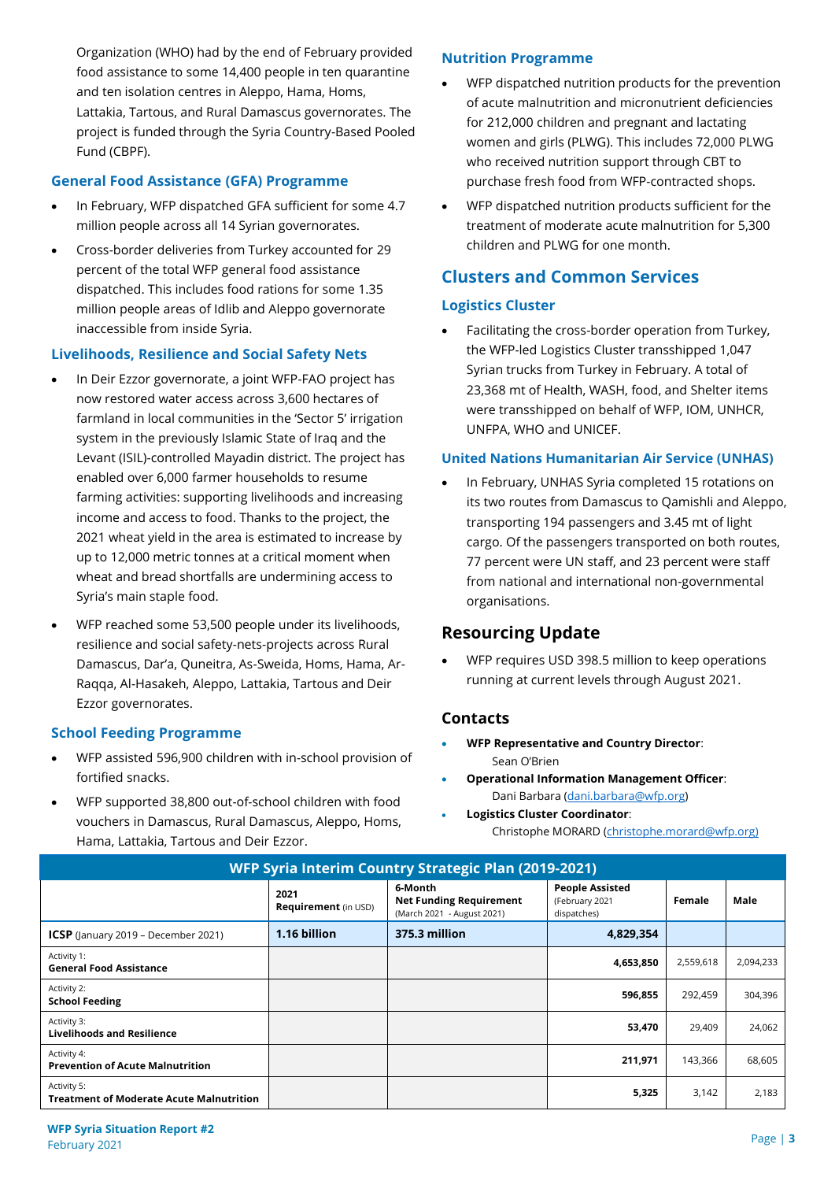Organization (WHO) had by the end of February provided food assistance to some 14,400 people in ten quarantine and ten isolation centres in Aleppo, Hama, Homs, Lattakia, Tartous, and Rural Damascus governorates. The project is funded through the Syria Country-Based Pooled Fund (CBPF).

### General Food Assistance (GFA) Programme

- In February, WFP dispatched GFA sufficient for some 4.7 million people across all 14 Syrian governorates.
- Cross-border deliveries from Turkey accounted for 29 percent of the total WFP general food assistance dispatched. This includes food rations for some 1.35 million people areas of Idlib and Aleppo governorate inaccessible from inside Syria.

### Livelihoods, Resilience and Social Safety Nets

- In Deir Ezzor governorate, a joint WFP-FAO project has now restored water access across 3,600 hectares of farmland in local communities in the 'Sector 5' irrigation system in the previously Islamic State of Iraq and the Levant (ISIL)-controlled Mayadin district. The project has enabled over 6,000 farmer households to resume farming activities: supporting livelihoods and increasing income and access to food. Thanks to the project, the 2021 wheat yield in the area is estimated to increase by up to 12,000 metric tonnes at a critical moment when wheat and bread shortfalls are undermining access to Syria's main staple food.
- WFP reached some 53,500 people under its livelihoods, resilience and social safety-nets-projects across Rural Damascus, Dar'a, Quneitra, As-Sweida, Homs, Hama, Ar-Raqqa, Al-Hasakeh, Aleppo, Lattakia, Tartous and Deir Ezzor governorates.

### School Feeding Programme

- WFP assisted 596,900 children with in-school provision of fortified snacks.
- WFP supported 38,800 out-of-school children with food vouchers in Damascus, Rural Damascus, Aleppo, Homs, Hama, Lattakia, Tartous and Deir Ezzor.

### Nutrition Programme

- WFP dispatched nutrition products for the prevention of acute malnutrition and micronutrient deficiencies for 212,000 children and pregnant and lactating women and girls (PLWG). This includes 72,000 PLWG who received nutrition support through CBT to purchase fresh food from WFP-contracted shops.
- WFP dispatched nutrition products sufficient for the treatment of moderate acute malnutrition for 5,300 children and PLWG for one month.

## Clusters and Common Services

### Logistics Cluster

- Facilitating the cross-border operation from Turkey, the WFP-led Logistics Cluster transshipped 1,047 Syrian trucks from Turkey in February. A total of 23,368 mt of Health, WASH, food, and Shelter items were transshipped on behalf of WFP, IOM, UNHCR, UNFPA, WHO and UNICEF.

### United Nations Humanitarian Air Service (UNHAS)

- In February, UNHAS Syria completed 15 rotations on its two routes from Damascus to Qamishli and Aleppo, transporting 194 passengers and 3.45 mt of light cargo. Of the passengers transported on both routes, 77 percent were UN staff, and 23 percent were staff from national and international non-governmental organisations.

## Resourcing Update

- WFP requires USD 398.5 million to keep operations running at current levels through August 2021.

## Contacts

- **WFP Representative and Country Director**: Sean O'Brien
- **Operational Information Management Officer**: Dani Barbara (dani.barbara@wfp.org)
- **Logistics Cluster Coordinator**: Christophe MORARD (christophe.morard@wfp.org)

**WFP Syria Interim Country Strategic Plan (2019-2021)**

| | 2021 Requirement (in USD) | 6-Month Net Funding Requirement (March 2021 - August 2021) | People Assisted (February 2021 dispatches) | Female | Male |
|---|---|---|---|---|---|
| **ICSP** (January 2019 – December 2021) | **1.16 billion** | **375.3 million** | **4,829,354** | | |
| Activity 1: **General Food Assistance** | | | **4,653,850** | 2,559,618 | 2,094,233 |
| Activity 2: **School Feeding** | | | **596,855** | 292,459 | 304,396 |
| Activity 3: **Livelihoods and Resilience** | | | **53,470** | 29,409 | 24,062 |
| Activity 4: **Prevention of Acute Malnutrition** | | | **211,971** | 143,366 | 68,605 |
| Activity 5: **Treatment of Moderate Acute Malnutrition** | | | **5,325** | 3,142 | 2,183 |